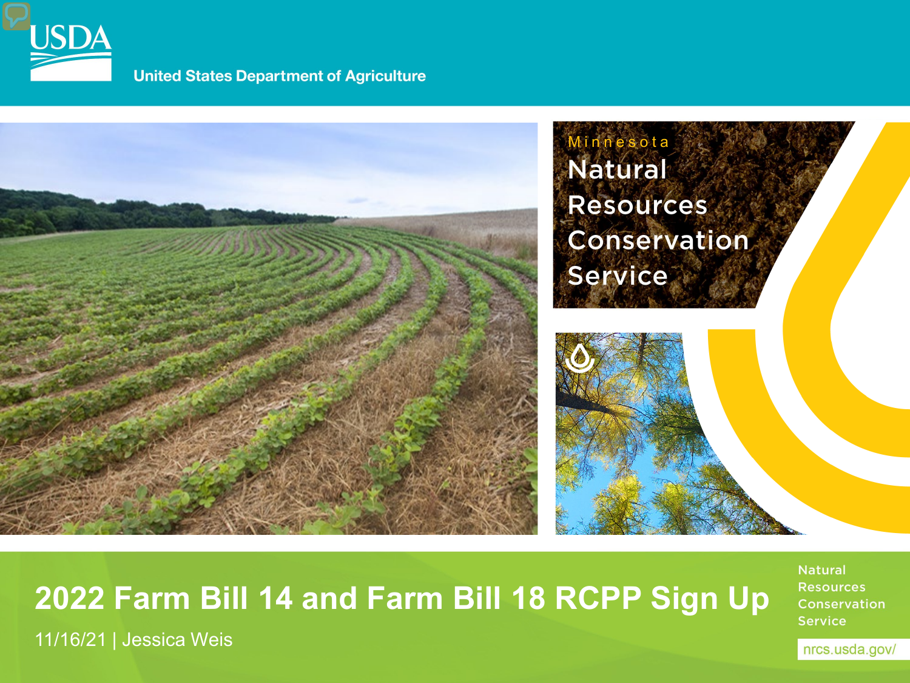USDA

United States Department of Agriculture

Minnesota

Natural Resources Conservation Service

# 2022 Farm Bill 14 and Farm Bill 18 RCPP Sign Up

11/16/21 | Jessica Weis

Natural Resources Conservation Service

nrcs.usda.gov/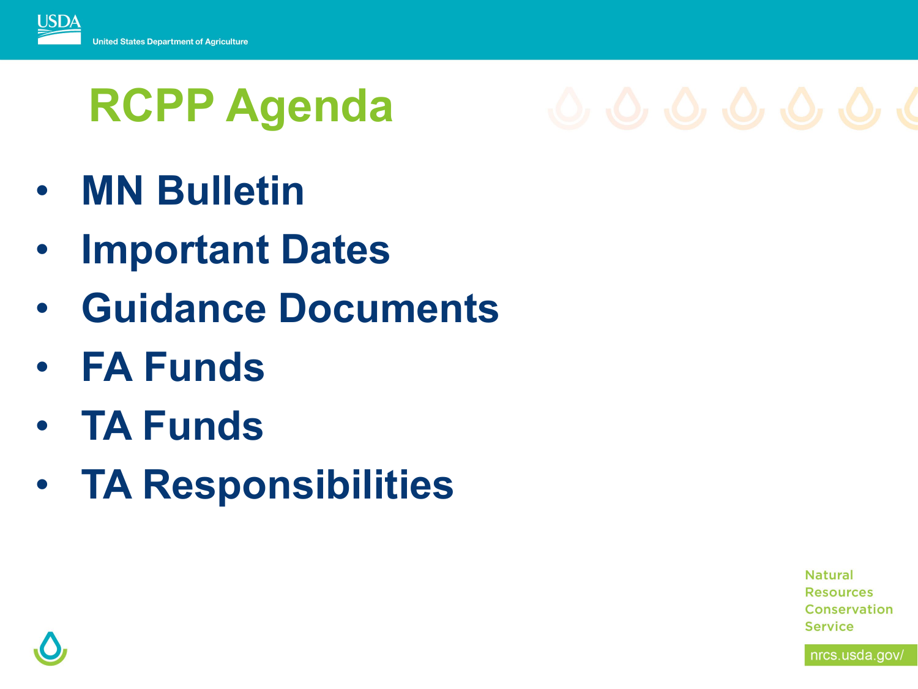# RCPP Agenda

- **MN Bulletin**
- **Important Dates**
- **Guidance Documents**
- **FA Funds**
- **TA Funds**
- **TA Responsibilities**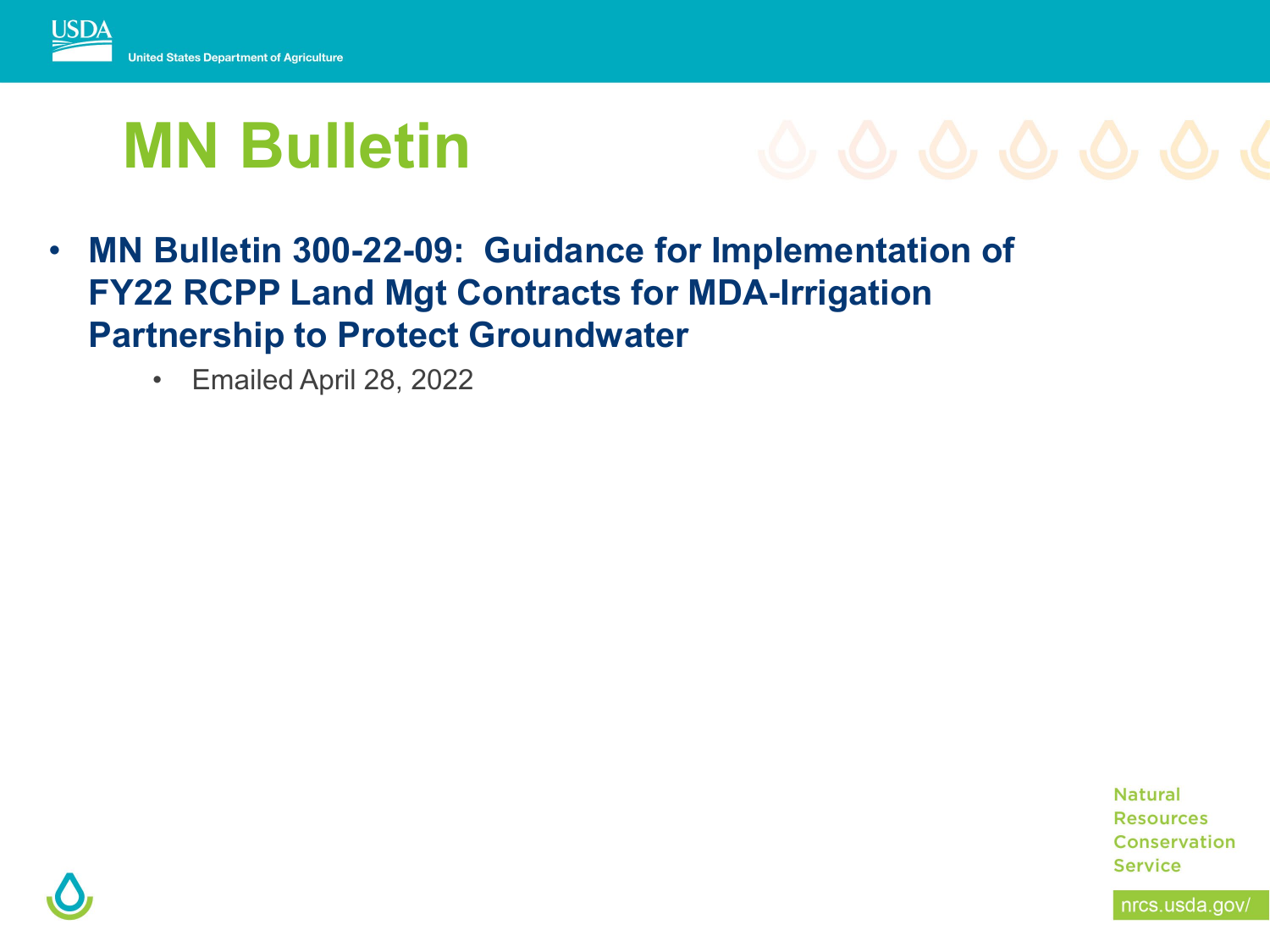# MN Bulletin

- **MN Bulletin 300-22-09: Guidance for Implementation of FY22 RCPP Land Mgt Contracts for MDA-Irrigation Partnership to Protect Groundwater**
  - Emailed April 28, 2022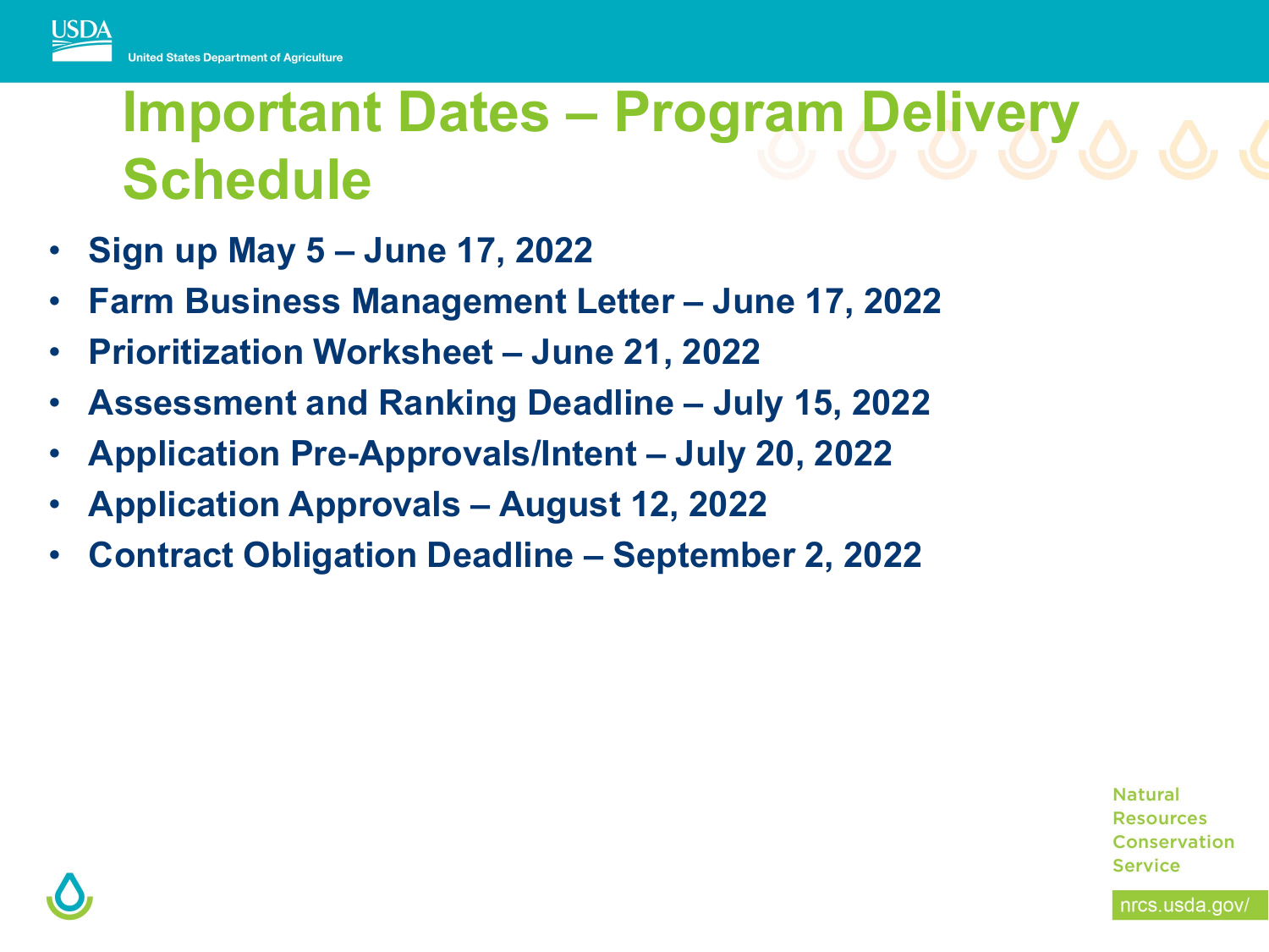# Important Dates – Program Delivery Schedule

- **Sign up May 5 – June 17, 2022**
- **Farm Business Management Letter – June 17, 2022**
- **Prioritization Worksheet – June 21, 2022**
- **Assessment and Ranking Deadline – July 15, 2022**
- **Application Pre-Approvals/Intent – July 20, 2022**
- **Application Approvals – August 12, 2022**
- **Contract Obligation Deadline – September 2, 2022**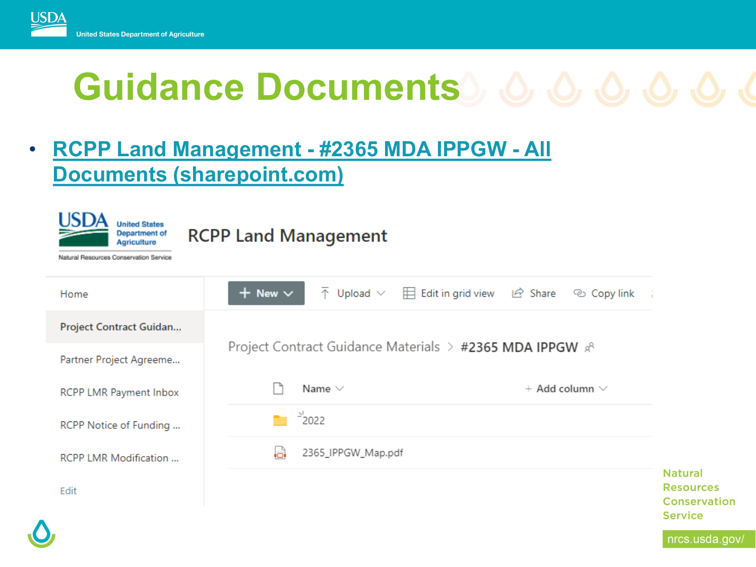# Guidance Documents

- [RCPP Land Management - #2365 MDA IPPGW - All Documents (sharepoint.com)]

RCPP Land Management

- Home
- Project Contract Guidan...
- Partner Project Agreeme...
- RCPP LMR Payment Inbox
- RCPP Notice of Funding ...
- RCPP LMR Modification ...
- Edit

New | Upload | Edit in grid view | Share | Copy link

Project Contract Guidance Materials > #2365 MDA IPPGW

| Name | + Add column |
| --- | --- |
| 2022 | |
| 2365_IPPGW_Map.pdf | |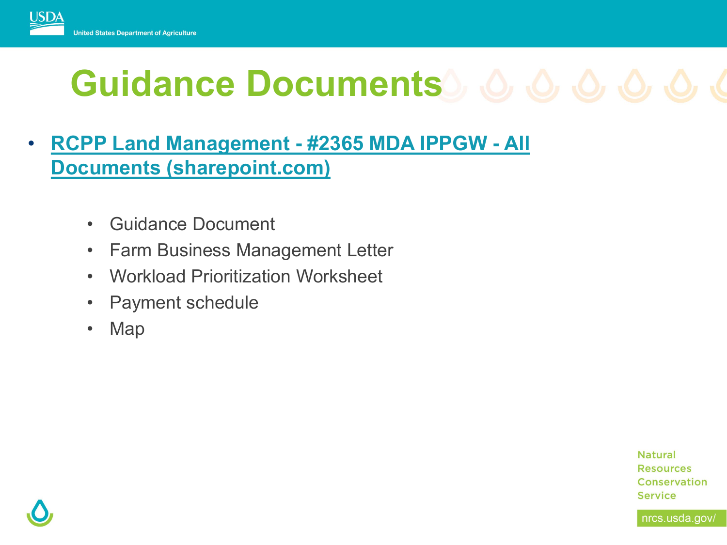# Guidance Documents

- **RCPP Land Management - #2365 MDA IPPGW - All Documents (sharepoint.com)**
    - Guidance Document
    - Farm Business Management Letter
    - Workload Prioritization Worksheet
    - Payment schedule
    - Map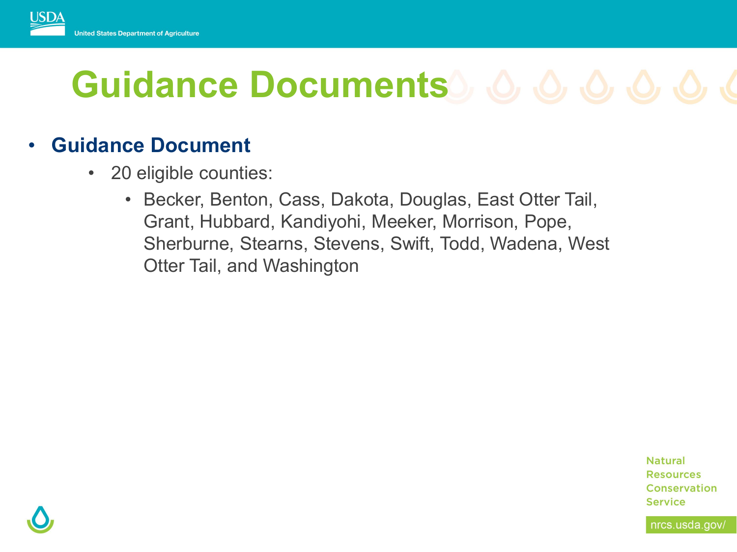# Guidance Documents

- **Guidance Document**
  - 20 eligible counties:
    - Becker, Benton, Cass, Dakota, Douglas, East Otter Tail, Grant, Hubbard, Kandiyohi, Meeker, Morrison, Pope, Sherburne, Stearns, Stevens, Swift, Todd, Wadena, West Otter Tail, and Washington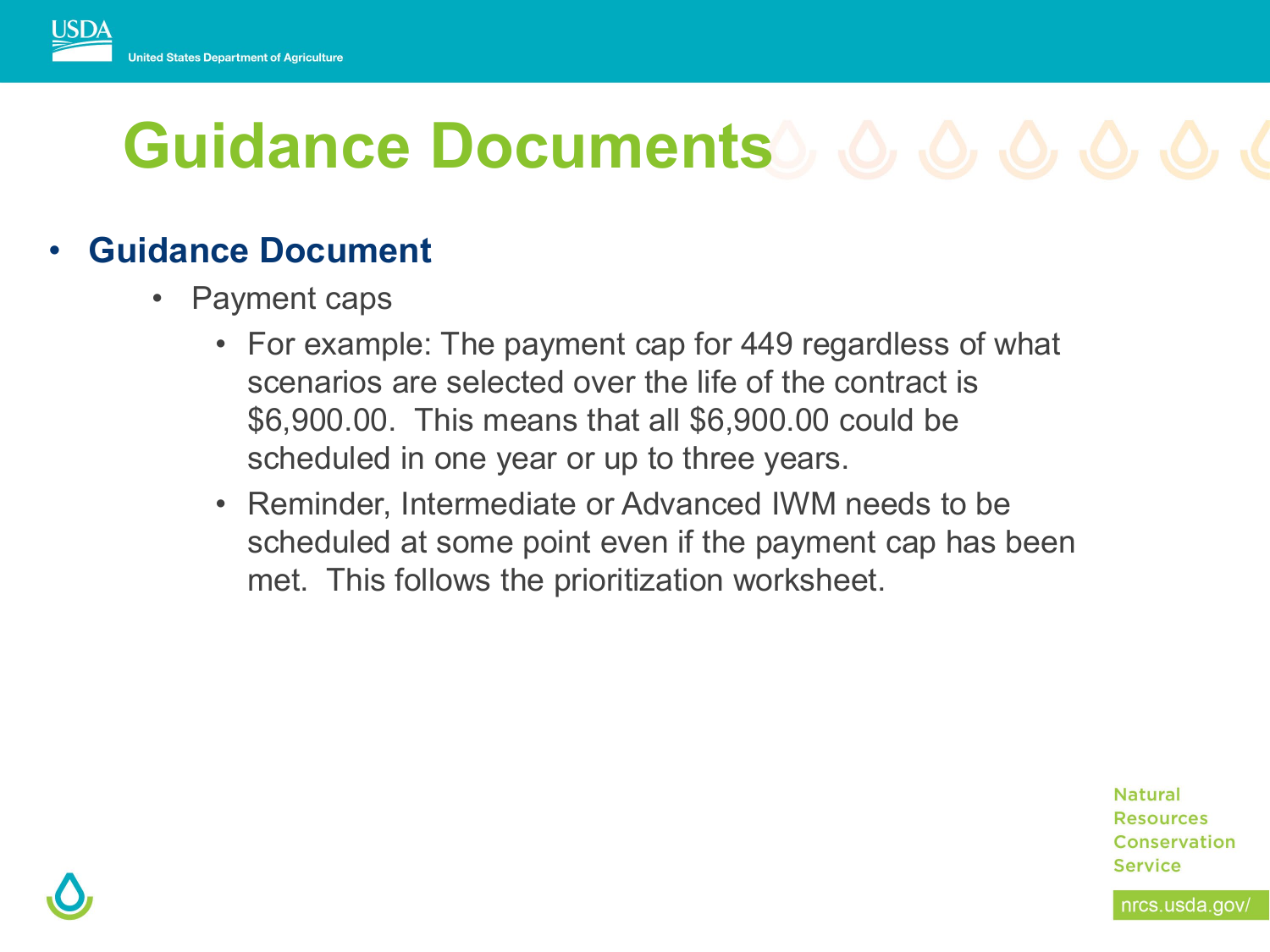# Guidance Documents

- **Guidance Document**
  - Payment caps
    - For example: The payment cap for 449 regardless of what scenarios are selected over the life of the contract is $6,900.00. This means that all $6,900.00 could be scheduled in one year or up to three years.
    - Reminder, Intermediate or Advanced IWM needs to be scheduled at some point even if the payment cap has been met. This follows the prioritization worksheet.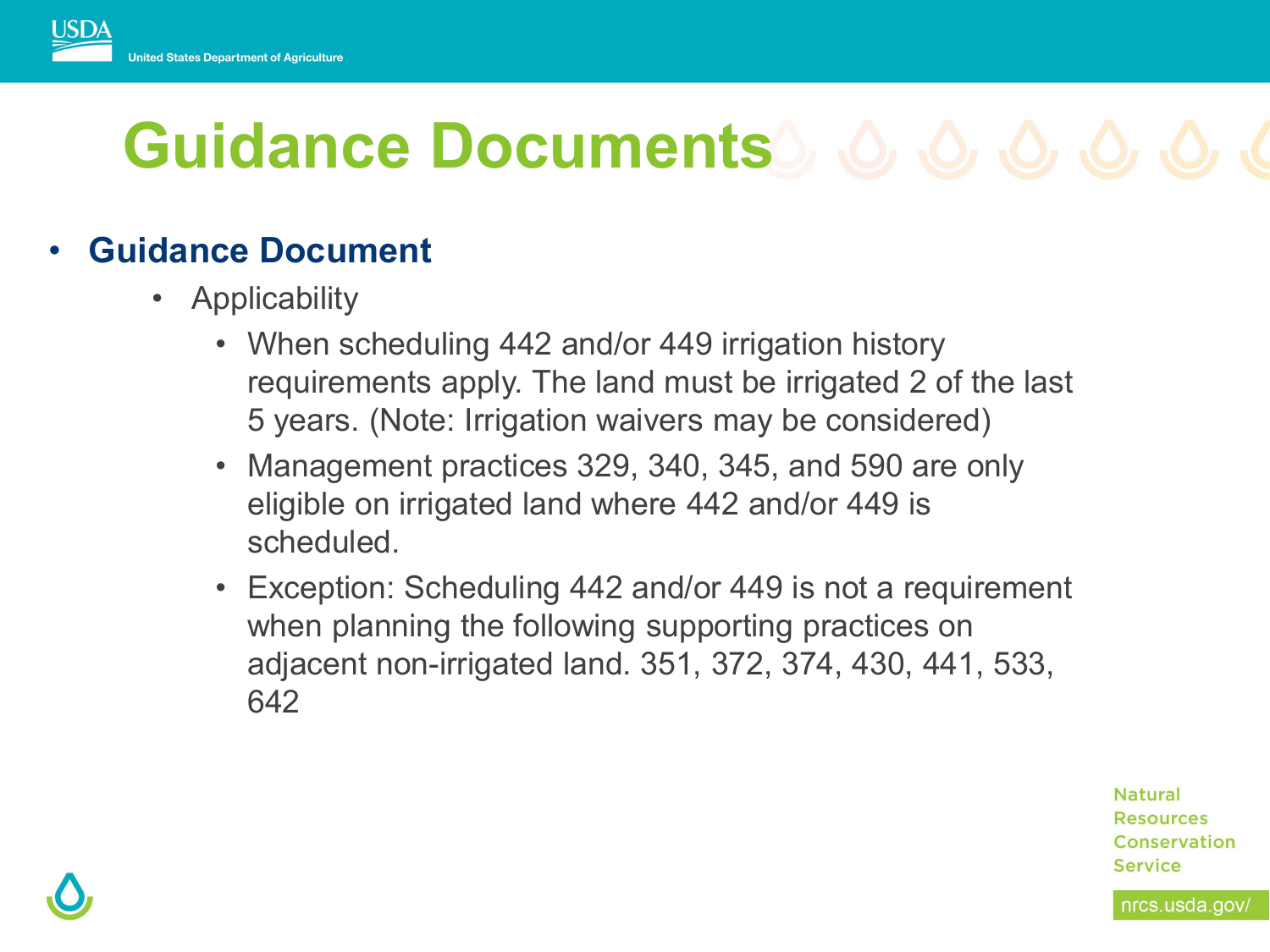# Guidance Documents

- **Guidance Document**
  - Applicability
    - When scheduling 442 and/or 449 irrigation history requirements apply. The land must be irrigated 2 of the last 5 years. (Note: Irrigation waivers may be considered)
    - Management practices 329, 340, 345, and 590 are only eligible on irrigated land where 442 and/or 449 is scheduled.
    - Exception: Scheduling 442 and/or 449 is not a requirement when planning the following supporting practices on adjacent non-irrigated land. 351, 372, 374, 430, 441, 533, 642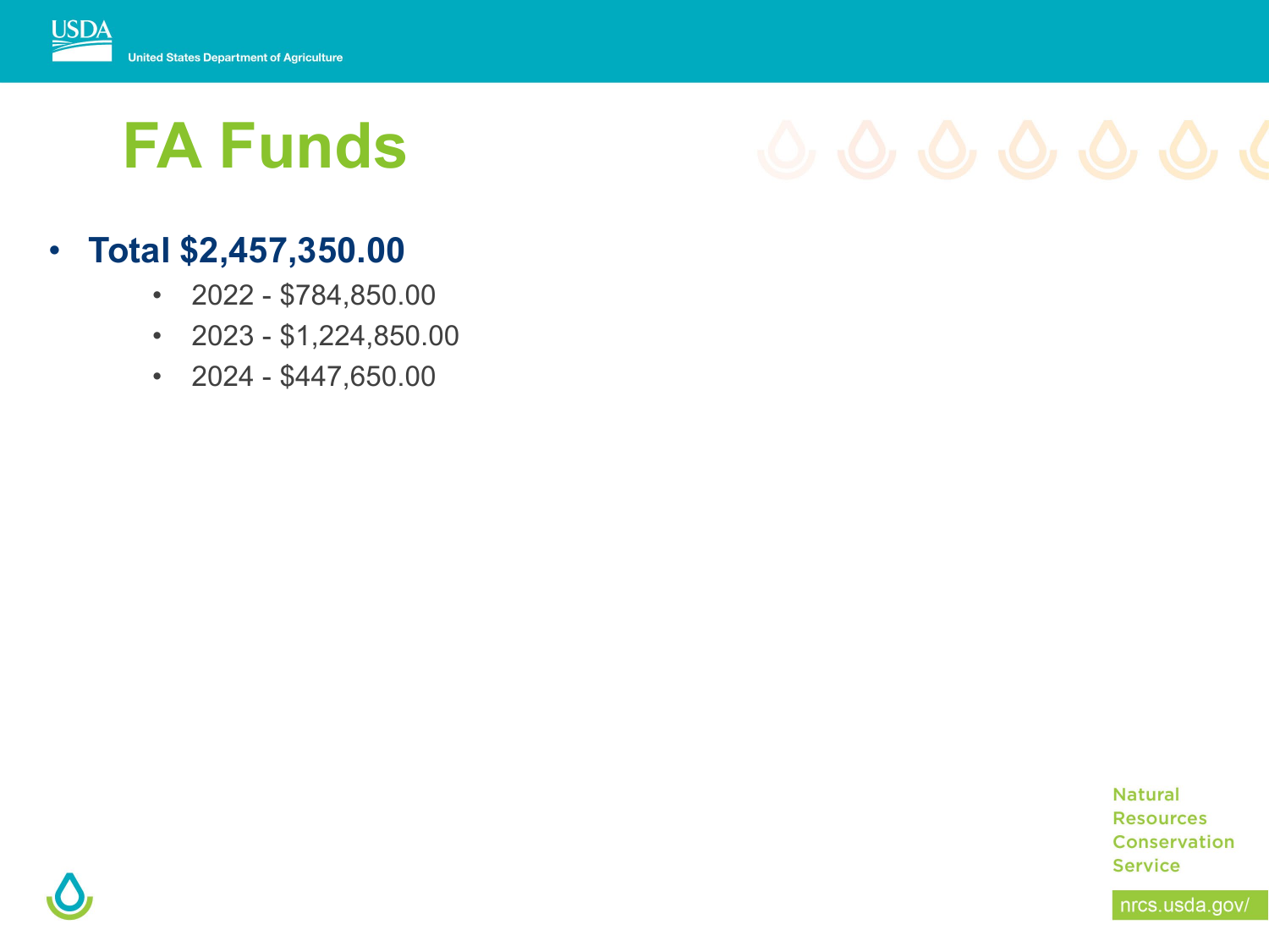# FA Funds

- **Total $2,457,350.00**
  - 2022 - $784,850.00
  - 2023 - $1,224,850.00
  - 2024 - $447,650.00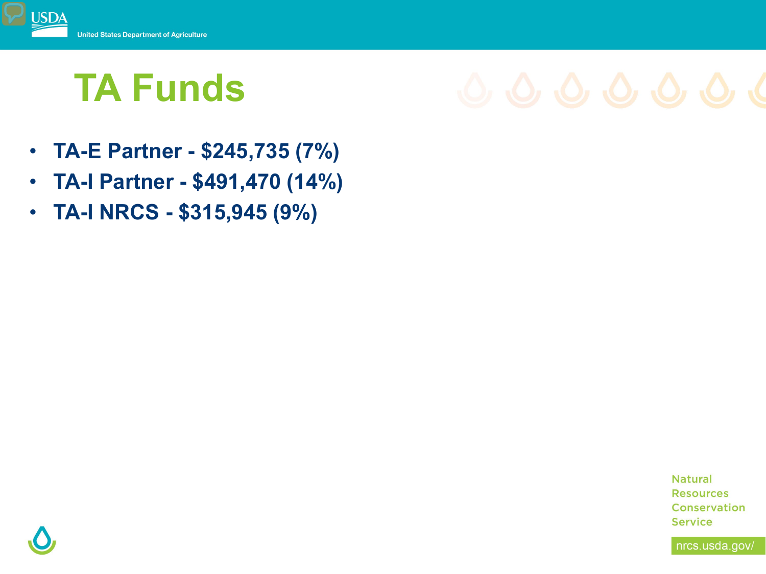# TA Funds

- TA-E Partner - $245,735 (7%)
- TA-I Partner - $491,470 (14%)
- TA-I NRCS - $315,945 (9%)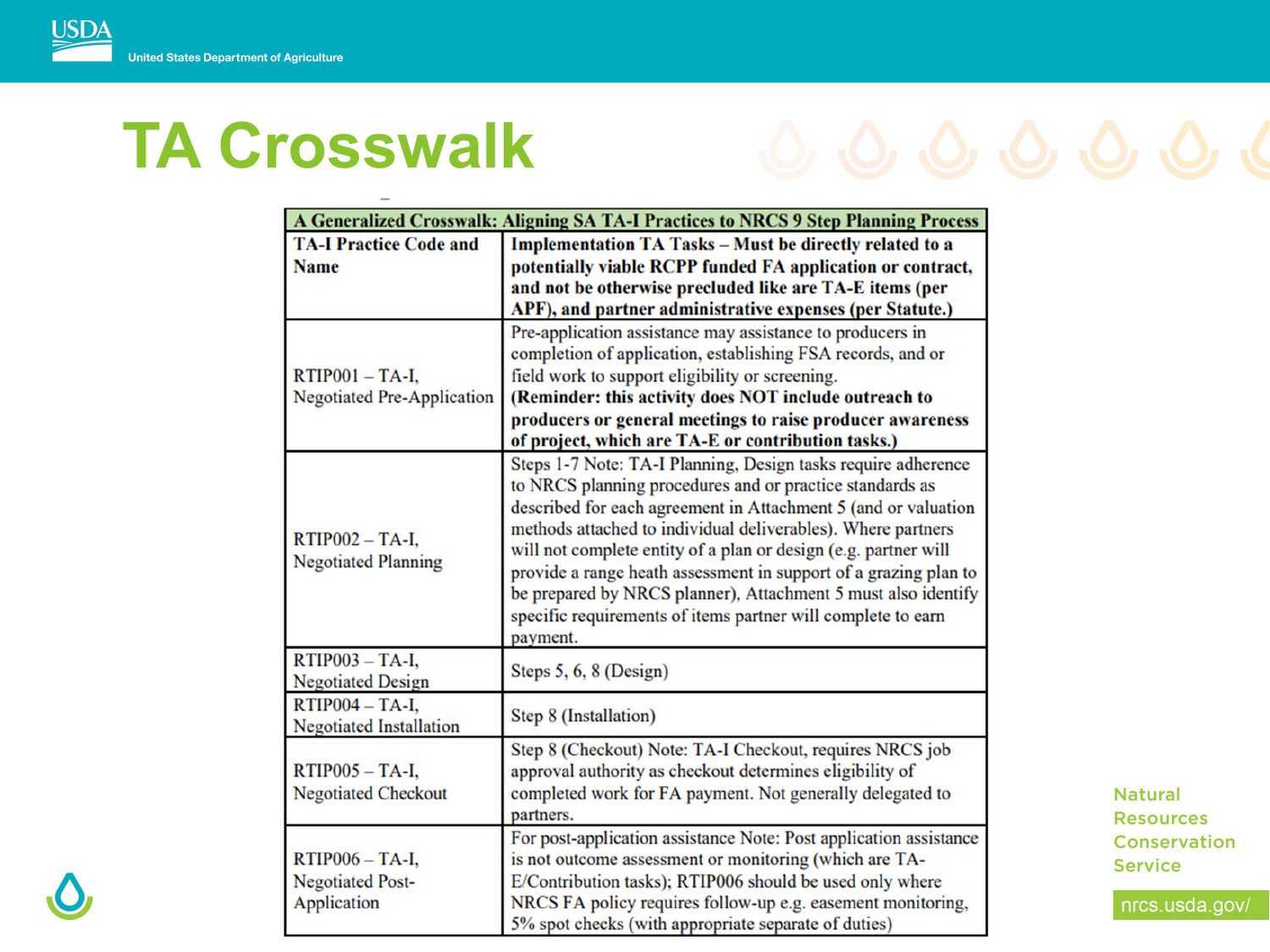# TA Crosswalk

| A Generalized Crosswalk: Aligning SA TA-I Practices to NRCS 9 Step Planning Process | |
|---|---|
| **TA-I Practice Code and Name** | **Implementation TA Tasks – Must be directly related to a potentially viable RCPP funded FA application or contract, and not be otherwise precluded like are TA-E items (per APF), and partner administrative expenses (per Statute.)** |
| RTIP001 – TA-I, Negotiated Pre-Application | Pre-application assistance may assistance to producers in completion of application, establishing FSA records, and or field work to support eligibility or screening. **(Reminder: this activity does NOT include outreach to producers or general meetings to raise producer awareness of project, which are TA-E or contribution tasks.)** |
| RTIP002 – TA-I, Negotiated Planning | Steps 1-7 Note: TA-I Planning, Design tasks require adherence to NRCS planning procedures and or practice standards as described for each agreement in Attachment 5 (and or valuation methods attached to individual deliverables). Where partners will not complete entity of a plan or design (e.g. partner will provide a range heath assessment in support of a grazing plan to be prepared by NRCS planner), Attachment 5 must also identify specific requirements of items partner will complete to earn payment. |
| RTIP003 – TA-I, Negotiated Design | Steps 5, 6, 8 (Design) |
| RTIP004 – TA-I, Negotiated Installation | Step 8 (Installation) |
| RTIP005 – TA-I, Negotiated Checkout | Step 8 (Checkout) Note: TA-I Checkout, requires NRCS job approval authority as checkout determines eligibility of completed work for FA payment. Not generally delegated to partners. |
| RTIP006 – TA-I, Negotiated Post-Application | For post-application assistance Note: Post application assistance is not outcome assessment or monitoring (which are TA-E/Contribution tasks); RTIP006 should be used only where NRCS FA policy requires follow-up e.g. easement monitoring, 5% spot checks (with appropriate separate of duties) |

Natural Resources Conservation Service

nrcs.usda.gov/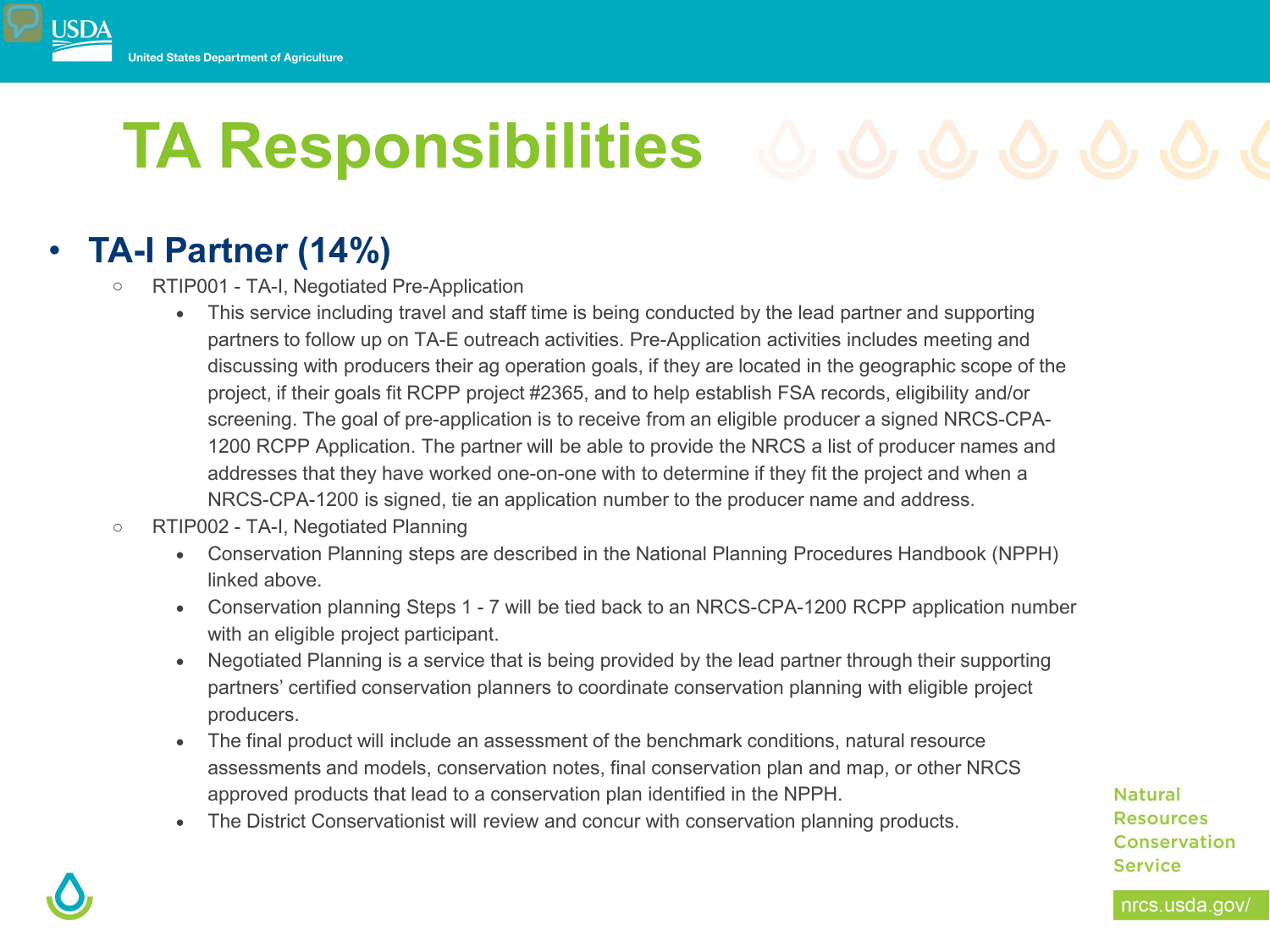# TA Responsibilities

- **TA-I Partner (14%)**
  - RTIP001 - TA-I, Negotiated Pre-Application
    - This service including travel and staff time is being conducted by the lead partner and supporting partners to follow up on TA-E outreach activities. Pre-Application activities includes meeting and discussing with producers their ag operation goals, if they are located in the geographic scope of the project, if their goals fit RCPP project #2365, and to help establish FSA records, eligibility and/or screening. The goal of pre-application is to receive from an eligible producer a signed NRCS-CPA-1200 RCPP Application. The partner will be able to provide the NRCS a list of producer names and addresses that they have worked one-on-one with to determine if they fit the project and when a NRCS-CPA-1200 is signed, tie an application number to the producer name and address.
  - RTIP002 - TA-I, Negotiated Planning
    - Conservation Planning steps are described in the National Planning Procedures Handbook (NPPH) linked above.
    - Conservation planning Steps 1 - 7 will be tied back to an NRCS-CPA-1200 RCPP application number with an eligible project participant.
    - Negotiated Planning is a service that is being provided by the lead partner through their supporting partners' certified conservation planners to coordinate conservation planning with eligible project producers.
    - The final product will include an assessment of the benchmark conditions, natural resource assessments and models, conservation notes, final conservation plan and map, or other NRCS approved products that lead to a conservation plan identified in the NPPH.
    - The District Conservationist will review and concur with conservation planning products.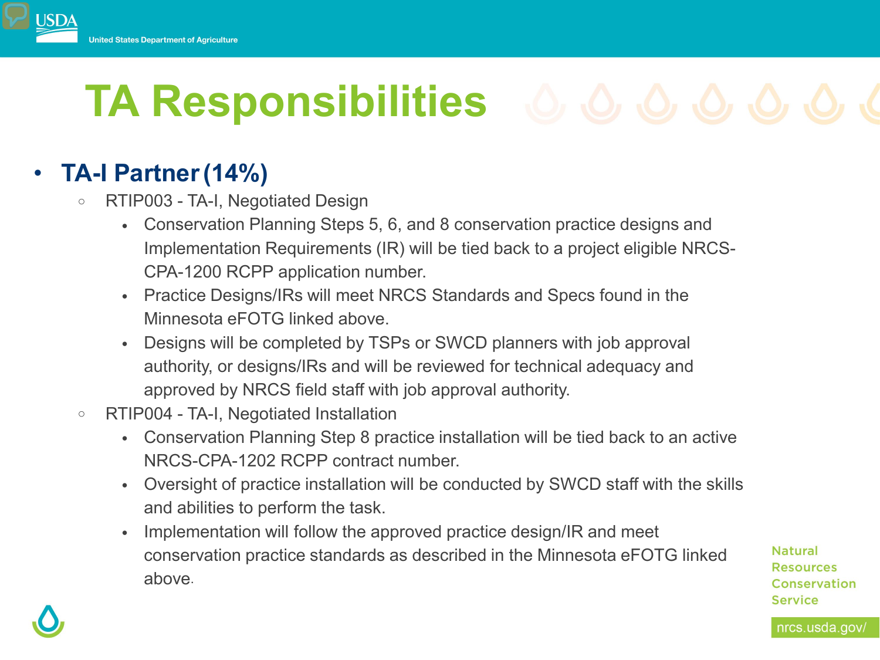# TA Responsibilities

- **TA-I Partner (14%)**
  - RTIP003 - TA-I, Negotiated Design
    - Conservation Planning Steps 5, 6, and 8 conservation practice designs and Implementation Requirements (IR) will be tied back to a project eligible NRCS-CPA-1200 RCPP application number.
    - Practice Designs/IRs will meet NRCS Standards and Specs found in the Minnesota eFOTG linked above.
    - Designs will be completed by TSPs or SWCD planners with job approval authority, or designs/IRs and will be reviewed for technical adequacy and approved by NRCS field staff with job approval authority.
  - RTIP004 - TA-I, Negotiated Installation
    - Conservation Planning Step 8 practice installation will be tied back to an active NRCS-CPA-1202 RCPP contract number.
    - Oversight of practice installation will be conducted by SWCD staff with the skills and abilities to perform the task.
    - Implementation will follow the approved practice design/IR and meet conservation practice standards as described in the Minnesota eFOTG linked above.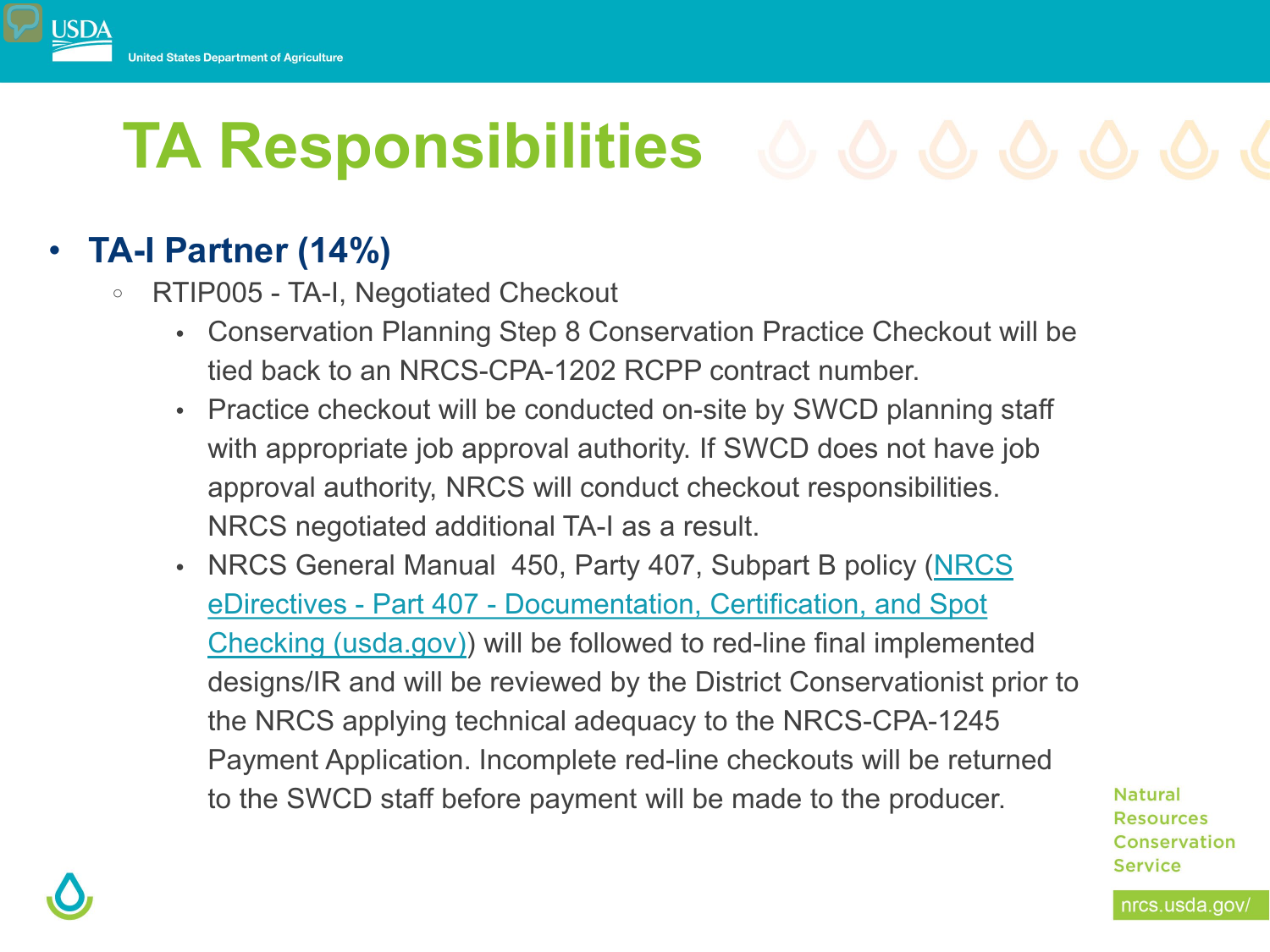# TA Responsibilities

- **TA-I Partner (14%)**
  - RTIP005 - TA-I, Negotiated Checkout
    - Conservation Planning Step 8 Conservation Practice Checkout will be tied back to an NRCS-CPA-1202 RCPP contract number.
    - Practice checkout will be conducted on-site by SWCD planning staff with appropriate job approval authority. If SWCD does not have job approval authority, NRCS will conduct checkout responsibilities. NRCS negotiated additional TA-I as a result.
    - NRCS General Manual 450, Party 407, Subpart B policy ([NRCS eDirectives - Part 407 - Documentation, Certification, and Spot Checking (usda.gov)]) will be followed to red-line final implemented designs/IR and will be reviewed by the District Conservationist prior to the NRCS applying technical adequacy to the NRCS-CPA-1245 Payment Application. Incomplete red-line checkouts will be returned to the SWCD staff before payment will be made to the producer.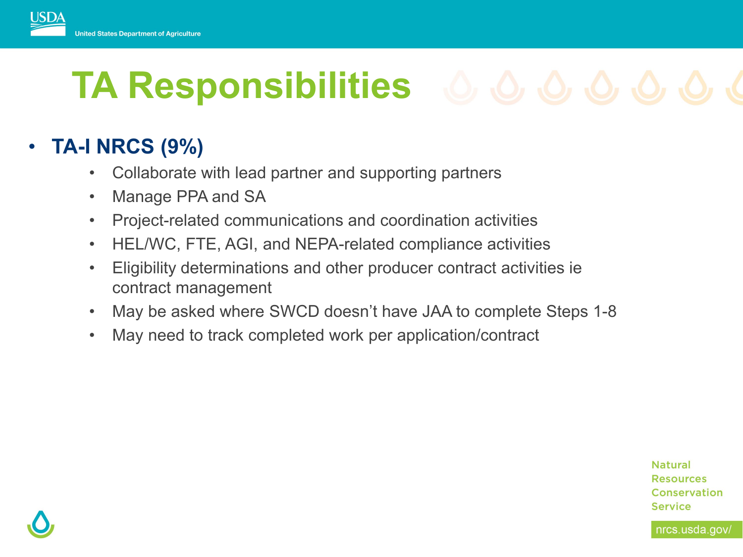# TA Responsibilities

- **TA-I NRCS (9%)**
  - Collaborate with lead partner and supporting partners
  - Manage PPA and SA
  - Project-related communications and coordination activities
  - HEL/WC, FTE, AGI, and NEPA-related compliance activities
  - Eligibility determinations and other producer contract activities ie contract management
  - May be asked where SWCD doesn't have JAA to complete Steps 1-8
  - May need to track completed work per application/contract